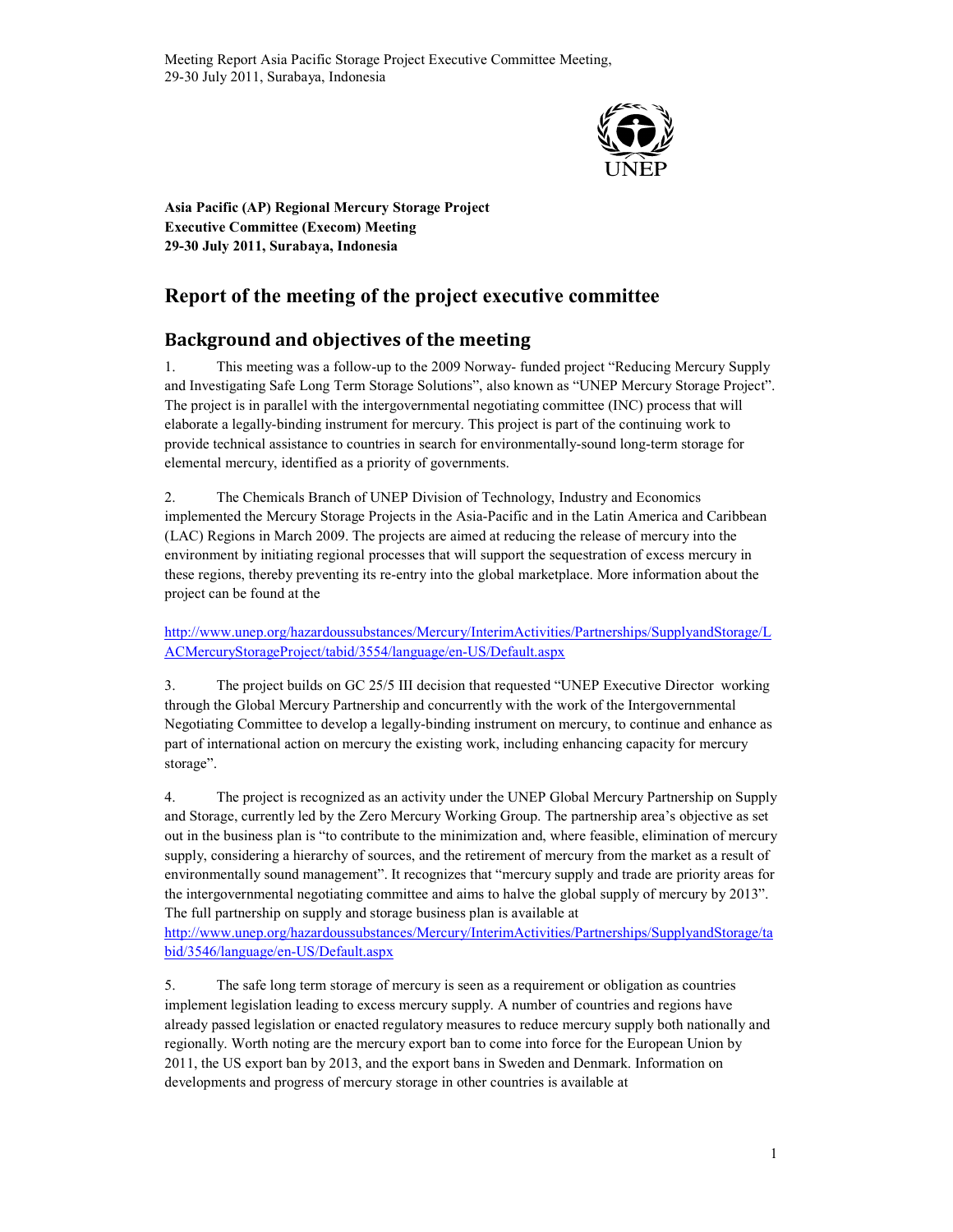**Asia Pacific (AP) Regional Mercury Storage Project**
**Executive Committee (Execom) Meeting**
**29-30 July 2011, Surabaya, Indonesia**

# Report of the meeting of the project executive committee

## Background and objectives of the meeting

1. This meeting was a follow-up to the 2009 Norway- funded project "Reducing Mercury Supply and Investigating Safe Long Term Storage Solutions", also known as "UNEP Mercury Storage Project". The project is in parallel with the intergovernmental negotiating committee (INC) process that will elaborate a legally-binding instrument for mercury. This project is part of the continuing work to provide technical assistance to countries in search for environmentally-sound long-term storage for elemental mercury, identified as a priority of governments.

2. The Chemicals Branch of UNEP Division of Technology, Industry and Economics implemented the Mercury Storage Projects in the Asia-Pacific and in the Latin America and Caribbean (LAC) Regions in March 2009. The projects are aimed at reducing the release of mercury into the environment by initiating regional processes that will support the sequestration of excess mercury in these regions, thereby preventing its re-entry into the global marketplace. More information about the project can be found at the

http://www.unep.org/hazardoussubstances/Mercury/InterimActivities/Partnerships/SupplyandStorage/LACMercuryStorageProject/tabid/3554/language/en-US/Default.aspx

3. The project builds on GC 25/5 III decision that requested "UNEP Executive Director working through the Global Mercury Partnership and concurrently with the work of the Intergovernmental Negotiating Committee to develop a legally-binding instrument on mercury, to continue and enhance as part of international action on mercury the existing work, including enhancing capacity for mercury storage".

4. The project is recognized as an activity under the UNEP Global Mercury Partnership on Supply and Storage, currently led by the Zero Mercury Working Group. The partnership area's objective as set out in the business plan is "to contribute to the minimization and, where feasible, elimination of mercury supply, considering a hierarchy of sources, and the retirement of mercury from the market as a result of environmentally sound management". It recognizes that "mercury supply and trade are priority areas for the intergovernmental negotiating committee and aims to halve the global supply of mercury by 2013". The full partnership on supply and storage business plan is available at
http://www.unep.org/hazardoussubstances/Mercury/InterimActivities/Partnerships/SupplyandStorage/tabid/3546/language/en-US/Default.aspx

5. The safe long term storage of mercury is seen as a requirement or obligation as countries implement legislation leading to excess mercury supply. A number of countries and regions have already passed legislation or enacted regulatory measures to reduce mercury supply both nationally and regionally. Worth noting are the mercury export ban to come into force for the European Union by 2011, the US export ban by 2013, and the export bans in Sweden and Denmark. Information on developments and progress of mercury storage in other countries is available at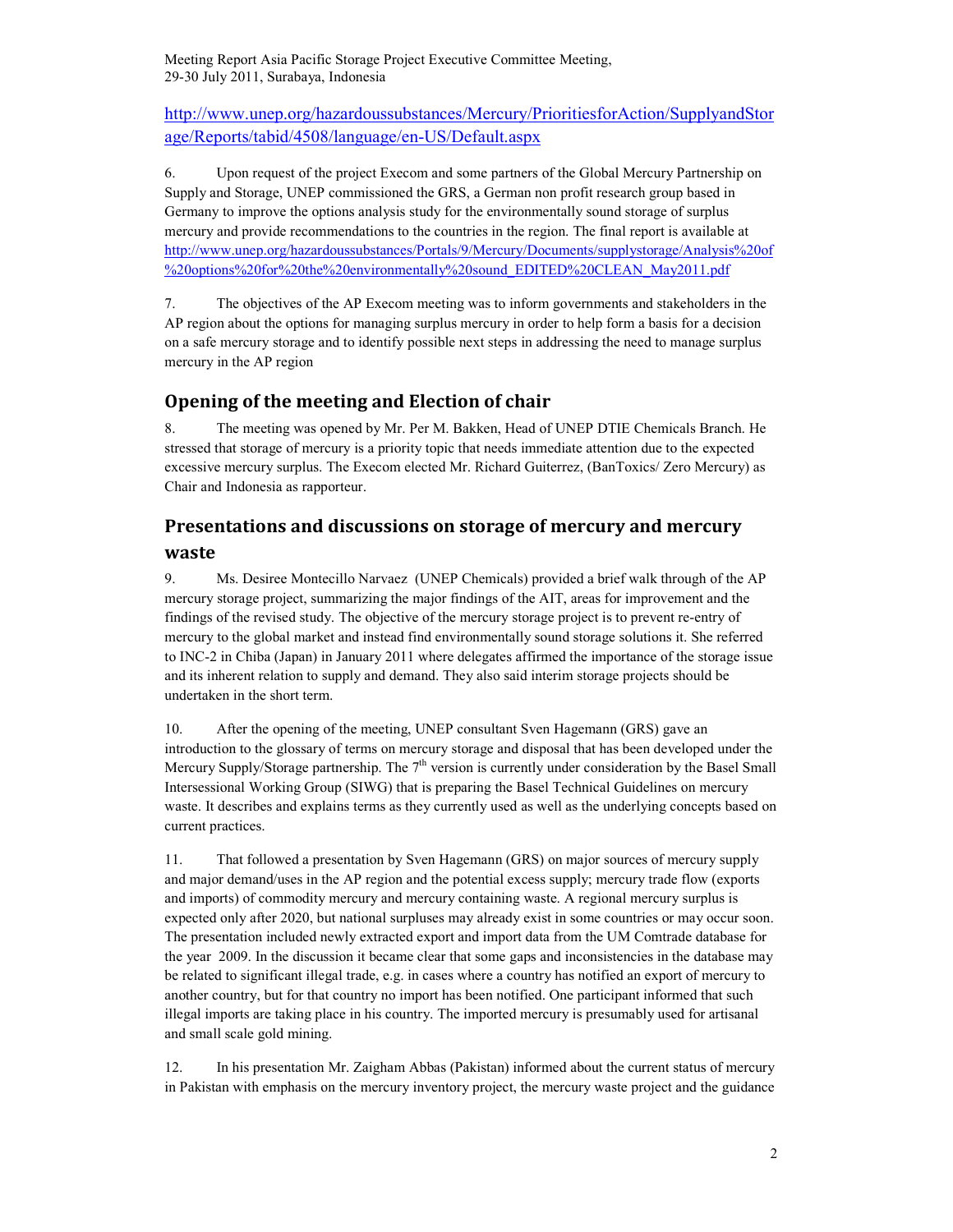http://www.unep.org/hazardoussubstances/Mercury/PrioritiesforAction/SupplyandStorage/Reports/tabid/4508/language/en-US/Default.aspx

6. Upon request of the project Execom and some partners of the Global Mercury Partnership on Supply and Storage, UNEP commissioned the GRS, a German non profit research group based in Germany to improve the options analysis study for the environmentally sound storage of surplus mercury and provide recommendations to the countries in the region. The final report is available at http://www.unep.org/hazardoussubstances/Portals/9/Mercury/Documents/supplystorage/Analysis%20of%20options%20for%20the%20environmentally%20sound_EDITED%20CLEAN_May2011.pdf

7. The objectives of the AP Execom meeting was to inform governments and stakeholders in the AP region about the options for managing surplus mercury in order to help form a basis for a decision on a safe mercury storage and to identify possible next steps in addressing the need to manage surplus mercury in the AP region

## Opening of the meeting and Election of chair

8. The meeting was opened by Mr. Per M. Bakken, Head of UNEP DTIE Chemicals Branch. He stressed that storage of mercury is a priority topic that needs immediate attention due to the expected excessive mercury surplus. The Execom elected Mr. Richard Guiterrez, (BanToxics/ Zero Mercury) as Chair and Indonesia as rapporteur.

## Presentations and discussions on storage of mercury and mercury waste

9. Ms. Desiree Montecillo Narvaez (UNEP Chemicals) provided a brief walk through of the AP mercury storage project, summarizing the major findings of the AIT, areas for improvement and the findings of the revised study. The objective of the mercury storage project is to prevent re-entry of mercury to the global market and instead find environmentally sound storage solutions it. She referred to INC-2 in Chiba (Japan) in January 2011 where delegates affirmed the importance of the storage issue and its inherent relation to supply and demand. They also said interim storage projects should be undertaken in the short term.

10. After the opening of the meeting, UNEP consultant Sven Hagemann (GRS) gave an introduction to the glossary of terms on mercury storage and disposal that has been developed under the Mercury Supply/Storage partnership. The 7th version is currently under consideration by the Basel Small Intersessional Working Group (SIWG) that is preparing the Basel Technical Guidelines on mercury waste. It describes and explains terms as they currently used as well as the underlying concepts based on current practices.

11. That followed a presentation by Sven Hagemann (GRS) on major sources of mercury supply and major demand/uses in the AP region and the potential excess supply; mercury trade flow (exports and imports) of commodity mercury and mercury containing waste. A regional mercury surplus is expected only after 2020, but national surpluses may already exist in some countries or may occur soon. The presentation included newly extracted export and import data from the UM Comtrade database for the year 2009. In the discussion it became clear that some gaps and inconsistencies in the database may be related to significant illegal trade, e.g. in cases where a country has notified an export of mercury to another country, but for that country no import has been notified. One participant informed that such illegal imports are taking place in his country. The imported mercury is presumably used for artisanal and small scale gold mining.

12. In his presentation Mr. Zaigham Abbas (Pakistan) informed about the current status of mercury in Pakistan with emphasis on the mercury inventory project, the mercury waste project and the guidance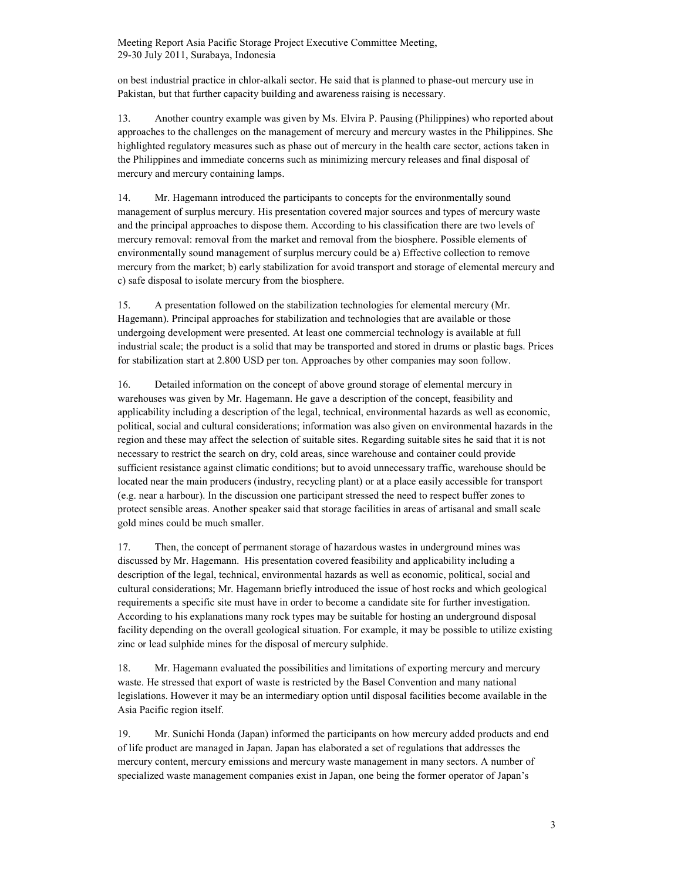on best industrial practice in chlor-alkali sector. He said that is planned to phase-out mercury use in Pakistan, but that further capacity building and awareness raising is necessary.

13. Another country example was given by Ms. Elvira P. Pausing (Philippines) who reported about approaches to the challenges on the management of mercury and mercury wastes in the Philippines. She highlighted regulatory measures such as phase out of mercury in the health care sector, actions taken in the Philippines and immediate concerns such as minimizing mercury releases and final disposal of mercury and mercury containing lamps.

14. Mr. Hagemann introduced the participants to concepts for the environmentally sound management of surplus mercury. His presentation covered major sources and types of mercury waste and the principal approaches to dispose them. According to his classification there are two levels of mercury removal: removal from the market and removal from the biosphere. Possible elements of environmentally sound management of surplus mercury could be a) Effective collection to remove mercury from the market; b) early stabilization for avoid transport and storage of elemental mercury and c) safe disposal to isolate mercury from the biosphere.

15. A presentation followed on the stabilization technologies for elemental mercury (Mr. Hagemann). Principal approaches for stabilization and technologies that are available or those undergoing development were presented. At least one commercial technology is available at full industrial scale; the product is a solid that may be transported and stored in drums or plastic bags. Prices for stabilization start at 2.800 USD per ton. Approaches by other companies may soon follow.

16. Detailed information on the concept of above ground storage of elemental mercury in warehouses was given by Mr. Hagemann. He gave a description of the concept, feasibility and applicability including a description of the legal, technical, environmental hazards as well as economic, political, social and cultural considerations; information was also given on environmental hazards in the region and these may affect the selection of suitable sites. Regarding suitable sites he said that it is not necessary to restrict the search on dry, cold areas, since warehouse and container could provide sufficient resistance against climatic conditions; but to avoid unnecessary traffic, warehouse should be located near the main producers (industry, recycling plant) or at a place easily accessible for transport (e.g. near a harbour). In the discussion one participant stressed the need to respect buffer zones to protect sensible areas. Another speaker said that storage facilities in areas of artisanal and small scale gold mines could be much smaller.

17. Then, the concept of permanent storage of hazardous wastes in underground mines was discussed by Mr. Hagemann. His presentation covered feasibility and applicability including a description of the legal, technical, environmental hazards as well as economic, political, social and cultural considerations; Mr. Hagemann briefly introduced the issue of host rocks and which geological requirements a specific site must have in order to become a candidate site for further investigation. According to his explanations many rock types may be suitable for hosting an underground disposal facility depending on the overall geological situation. For example, it may be possible to utilize existing zinc or lead sulphide mines for the disposal of mercury sulphide.

18. Mr. Hagemann evaluated the possibilities and limitations of exporting mercury and mercury waste. He stressed that export of waste is restricted by the Basel Convention and many national legislations. However it may be an intermediary option until disposal facilities become available in the Asia Pacific region itself.

19. Mr. Sunichi Honda (Japan) informed the participants on how mercury added products and end of life product are managed in Japan. Japan has elaborated a set of regulations that addresses the mercury content, mercury emissions and mercury waste management in many sectors. A number of specialized waste management companies exist in Japan, one being the former operator of Japan's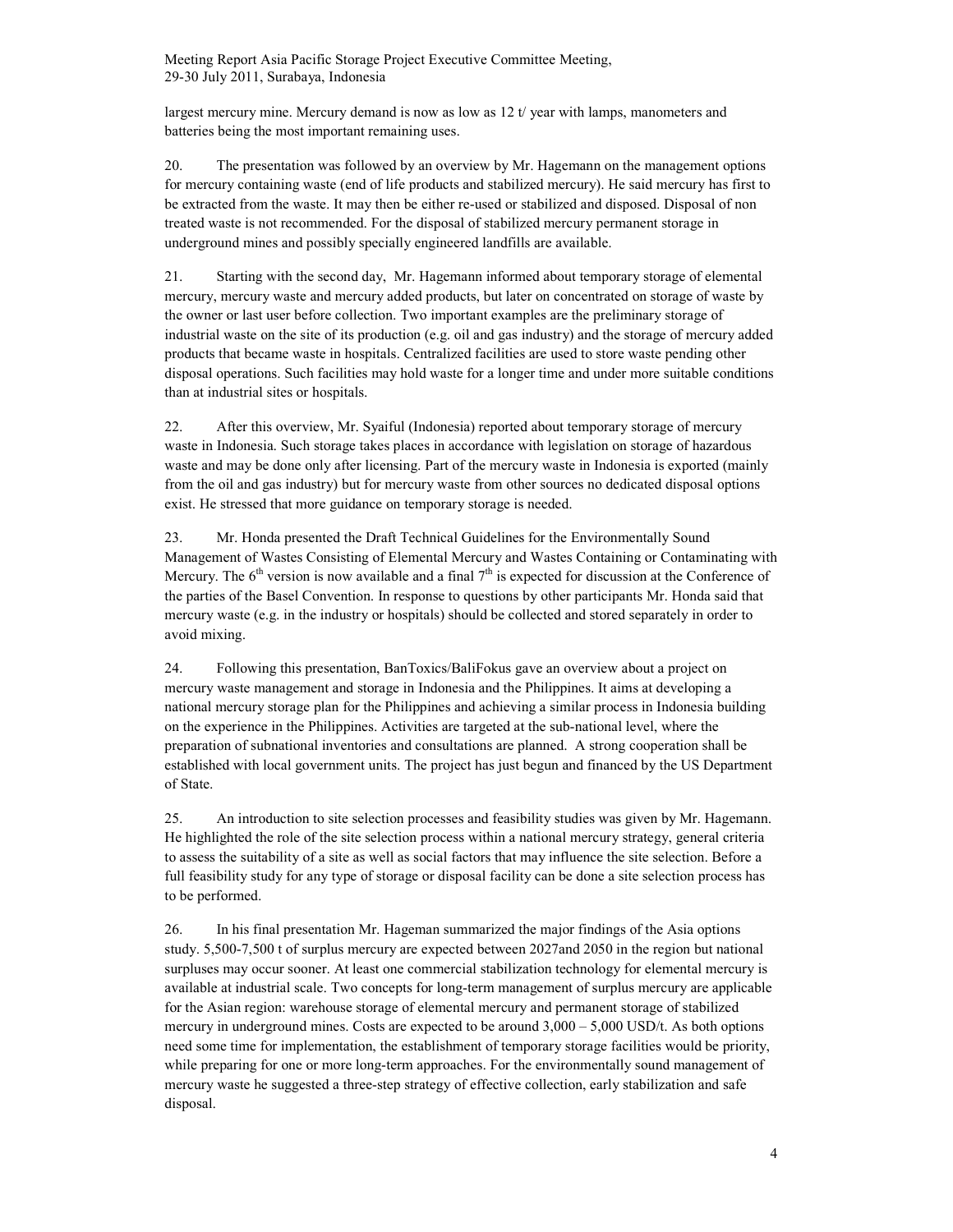largest mercury mine. Mercury demand is now as low as 12 t/ year with lamps, manometers and batteries being the most important remaining uses.

20. The presentation was followed by an overview by Mr. Hagemann on the management options for mercury containing waste (end of life products and stabilized mercury). He said mercury has first to be extracted from the waste. It may then be either re-used or stabilized and disposed. Disposal of non treated waste is not recommended. For the disposal of stabilized mercury permanent storage in underground mines and possibly specially engineered landfills are available.

21. Starting with the second day, Mr. Hagemann informed about temporary storage of elemental mercury, mercury waste and mercury added products, but later on concentrated on storage of waste by the owner or last user before collection. Two important examples are the preliminary storage of industrial waste on the site of its production (e.g. oil and gas industry) and the storage of mercury added products that became waste in hospitals. Centralized facilities are used to store waste pending other disposal operations. Such facilities may hold waste for a longer time and under more suitable conditions than at industrial sites or hospitals.

22. After this overview, Mr. Syaiful (Indonesia) reported about temporary storage of mercury waste in Indonesia. Such storage takes places in accordance with legislation on storage of hazardous waste and may be done only after licensing. Part of the mercury waste in Indonesia is exported (mainly from the oil and gas industry) but for mercury waste from other sources no dedicated disposal options exist. He stressed that more guidance on temporary storage is needed.

23. Mr. Honda presented the Draft Technical Guidelines for the Environmentally Sound Management of Wastes Consisting of Elemental Mercury and Wastes Containing or Contaminating with Mercury. The 6th version is now available and a final 7th is expected for discussion at the Conference of the parties of the Basel Convention. In response to questions by other participants Mr. Honda said that mercury waste (e.g. in the industry or hospitals) should be collected and stored separately in order to avoid mixing.

24. Following this presentation, BanToxics/BaliFokus gave an overview about a project on mercury waste management and storage in Indonesia and the Philippines. It aims at developing a national mercury storage plan for the Philippines and achieving a similar process in Indonesia building on the experience in the Philippines. Activities are targeted at the sub-national level, where the preparation of subnational inventories and consultations are planned. A strong cooperation shall be established with local government units. The project has just begun and financed by the US Department of State.

25. An introduction to site selection processes and feasibility studies was given by Mr. Hagemann. He highlighted the role of the site selection process within a national mercury strategy, general criteria to assess the suitability of a site as well as social factors that may influence the site selection. Before a full feasibility study for any type of storage or disposal facility can be done a site selection process has to be performed.

26. In his final presentation Mr. Hageman summarized the major findings of the Asia options study. 5,500-7,500 t of surplus mercury are expected between 2027and 2050 in the region but national surpluses may occur sooner. At least one commercial stabilization technology for elemental mercury is available at industrial scale. Two concepts for long-term management of surplus mercury are applicable for the Asian region: warehouse storage of elemental mercury and permanent storage of stabilized mercury in underground mines. Costs are expected to be around 3,000 – 5,000 USD/t. As both options need some time for implementation, the establishment of temporary storage facilities would be priority, while preparing for one or more long-term approaches. For the environmentally sound management of mercury waste he suggested a three-step strategy of effective collection, early stabilization and safe disposal.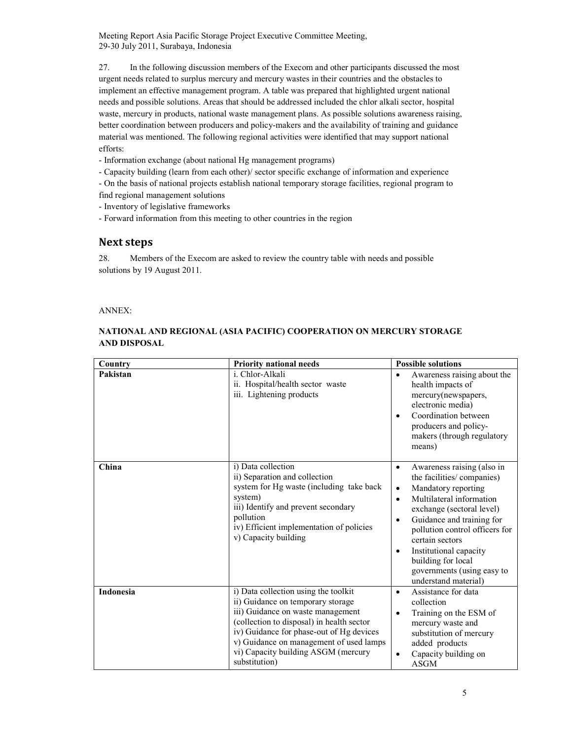27. In the following discussion members of the Execom and other participants discussed the most urgent needs related to surplus mercury and mercury wastes in their countries and the obstacles to implement an effective management program. A table was prepared that highlighted urgent national needs and possible solutions. Areas that should be addressed included the chlor alkali sector, hospital waste, mercury in products, national waste management plans. As possible solutions awareness raising, better coordination between producers and policy-makers and the availability of training and guidance material was mentioned. The following regional activities were identified that may support national efforts:

- Information exchange (about national Hg management programs)
- Capacity building (learn from each other)/ sector specific exchange of information and experience
- On the basis of national projects establish national temporary storage facilities, regional program to find regional management solutions
- Inventory of legislative frameworks
- Forward information from this meeting to other countries in the region

## Next steps

28. Members of the Execom are asked to review the country table with needs and possible solutions by 19 August 2011.

ANNEX:

**NATIONAL AND REGIONAL (ASIA PACIFIC) COOPERATION ON MERCURY STORAGE AND DISPOSAL**

| Country | Priority national needs | Possible solutions |
|---|---|---|
| **Pakistan** | i. Chlor-Alkali<br>ii. Hospital/health sector waste<br>iii. Lightening products | • Awareness raising about the health impacts of mercury(newspapers, electronic media)<br>• Coordination between producers and policy-makers (through regulatory means) |
| **China** | i) Data collection<br>ii) Separation and collection system for Hg waste (including take back system)<br>iii) Identify and prevent secondary pollution<br>iv) Efficient implementation of policies<br>v) Capacity building | • Awareness raising (also in the facilities/ companies)<br>• Mandatory reporting<br>• Multilateral information exchange (sectoral level)<br>• Guidance and training for pollution control officers for certain sectors<br>• Institutional capacity building for local governments (using easy to understand material) |
| **Indonesia** | i) Data collection using the toolkit<br>ii) Guidance on temporary storage<br>iii) Guidance on waste management (collection to disposal) in health sector<br>iv) Guidance for phase-out of Hg devices<br>v) Guidance on management of used lamps<br>vi) Capacity building ASGM (mercury substitution) | • Assistance for data collection<br>• Training on the ESM of mercury waste and substitution of mercury added products<br>• Capacity building on ASGM |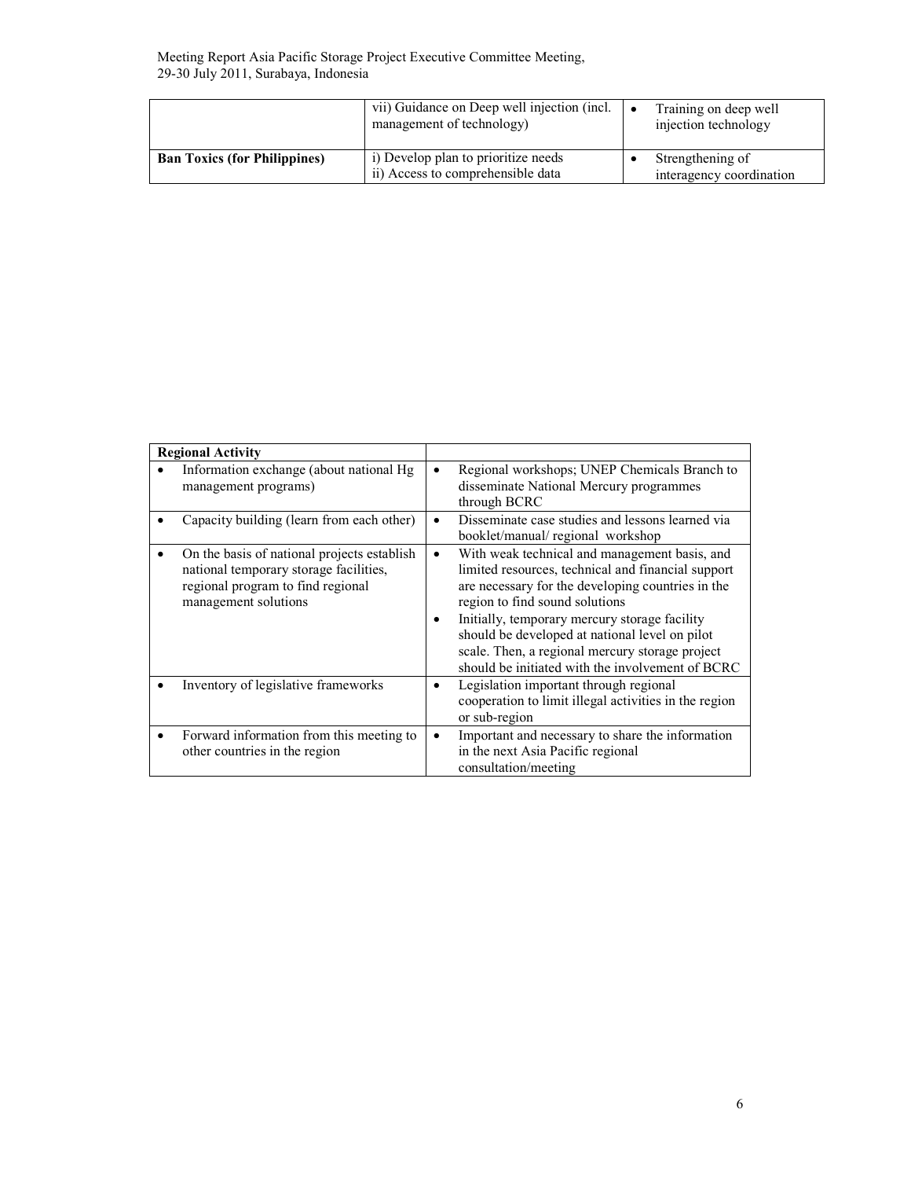| | | |
|---|---|---|
| | vii) Guidance on Deep well injection (incl. management of technology) | • Training on deep well injection technology |
| **Ban Toxics (for Philippines)** | i) Develop plan to prioritize needs<br>ii) Access to comprehensible data | • Strengthening of interagency coordination |

| **Regional Activity** | |
|---|---|
| • Information exchange (about national Hg management programs) | • Regional workshops; UNEP Chemicals Branch to disseminate National Mercury programmes through BCRC |
| • Capacity building (learn from each other) | • Disseminate case studies and lessons learned via booklet/manual/ regional workshop |
| • On the basis of national projects establish national temporary storage facilities, regional program to find regional management solutions | • With weak technical and management basis, and limited resources, technical and financial support are necessary for the developing countries in the region to find sound solutions<br>• Initially, temporary mercury storage facility should be developed at national level on pilot scale. Then, a regional mercury storage project should be initiated with the involvement of BCRC |
| • Inventory of legislative frameworks | • Legislation important through regional cooperation to limit illegal activities in the region or sub-region |
| • Forward information from this meeting to other countries in the region | • Important and necessary to share the information in the next Asia Pacific regional consultation/meeting |